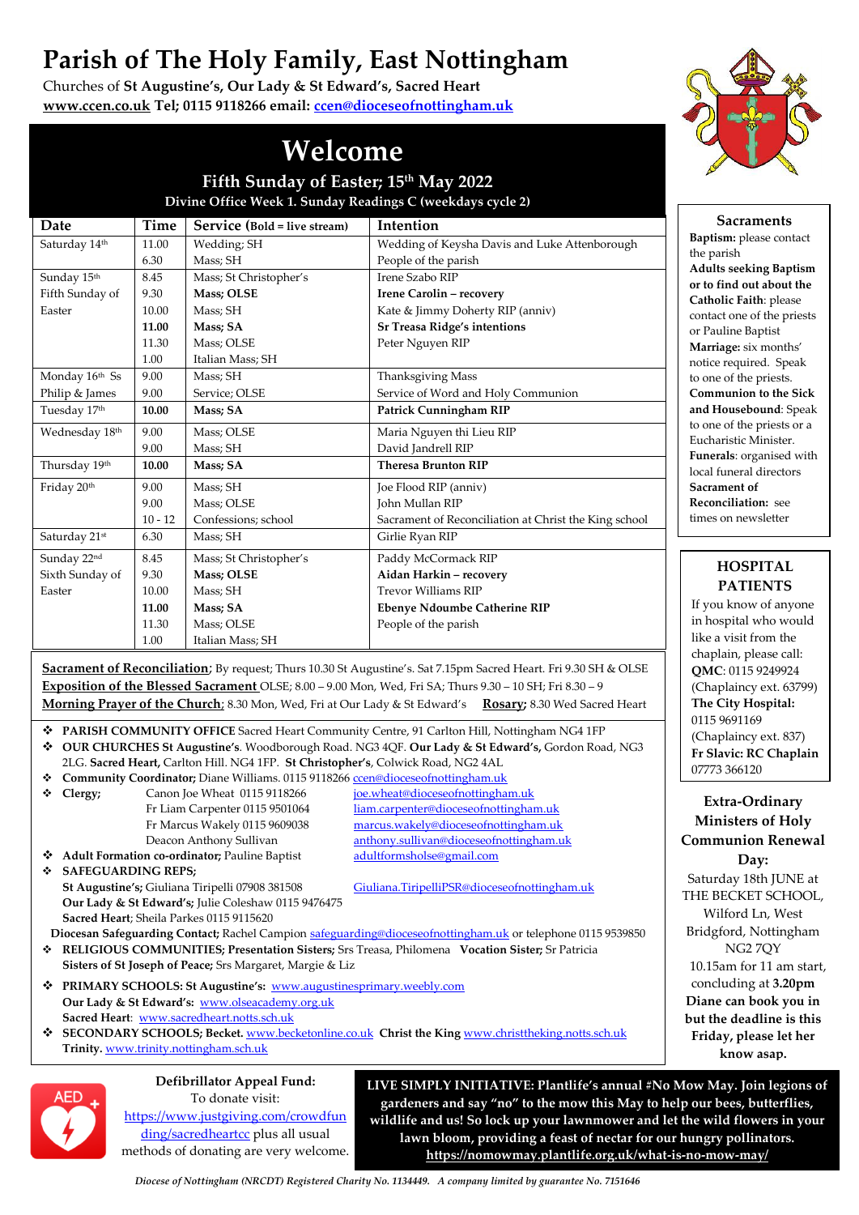# Parish of The Holy Family, East Nottingham

Churches of **St Augustine's, Our Lady & St Edward's, Sacred Heart**

**www.ccen.co.uk Tel; 0115 9118266 email: ccen@dioceseofnottingham.uk**

## Welcome

### Fifth Sunday of Easter; 15th May 2022

**Divine Office Week 1. Sunday Readings C (weekdays cycle 2)**

| Date | Time | Service (Bold = live stream) | Intention |
|---|---|---|---|
| Saturday 14th | 11.00 | Wedding; SH | Wedding of Keysha Davis and Luke Attenborough |
| | 6.30 | Mass; SH | People of the parish |
| Sunday 15th Fifth Sunday of Easter | 8.45 | Mass; St Christopher's | Irene Szabo RIP |
| | 9.30 | **Mass; OLSE** | **Irene Carolin – recovery** |
| | 10.00 | Mass; SH | Kate & Jimmy Doherty RIP (anniv) |
| | **11.00** | **Mass; SA** | **Sr Treasa Ridge's intentions** |
| | 11.30 | Mass; OLSE | Peter Nguyen RIP |
| | 1.00 | Italian Mass; SH | |
| Monday 16th Ss Philip & James | 9.00 | Mass; SH | Thanksgiving Mass |
| | 9.00 | Service; OLSE | Service of Word and Holy Communion |
| Tuesday 17th | **10.00** | **Mass; SA** | **Patrick Cunningham RIP** |
| Wednesday 18th | 9.00 | Mass; OLSE | Maria Nguyen thi Lieu RIP |
| | 9.00 | Mass; SH | David Jandrell RIP |
| Thursday 19th | **10.00** | **Mass; SA** | **Theresa Brunton RIP** |
| Friday 20th | 9.00 | Mass; SH | Joe Flood RIP (anniv) |
| | 9.00 | Mass; OLSE | John Mullan RIP |
| | 10 - 12 | Confessions; school | Sacrament of Reconciliation at Christ the King school |
| Saturday 21st | 6.30 | Mass; SH | Girlie Ryan RIP |
| Sunday 22nd Sixth Sunday of Easter | 8.45 | Mass; St Christopher's | Paddy McCormack RIP |
| | 9.30 | **Mass; OLSE** | **Aidan Harkin – recovery** |
| | 10.00 | Mass; SH | Trevor Williams RIP |
| | **11.00** | **Mass; SA** | **Ebenye Ndoumbe Catherine RIP** |
| | 11.30 | Mass; OLSE | People of the parish |
| | 1.00 | Italian Mass; SH | |

**Sacrament of Reconciliation**; By request; Thurs 10.30 St Augustine's. Sat 7.15pm Sacred Heart. Fri 9.30 SH & OLSE
**Exposition of the Blessed Sacrament** OLSE; 8.00 – 9.00 Mon, Wed, Fri SA; Thurs 9.30 – 10 SH; Fri 8.30 – 9
**Morning Prayer of the Church**; 8.30 Mon, Wed, Fri at Our Lady & St Edward's **Rosary;** 8.30 Wed Sacred Heart

- **PARISH COMMUNITY OFFICE** Sacred Heart Community Centre, 91 Carlton Hill, Nottingham NG4 1FP
- **OUR CHURCHES St Augustine's**. Woodborough Road. NG3 4QF. **Our Lady & St Edward's,** Gordon Road, NG3 2LG. **Sacred Heart,** Carlton Hill. NG4 1FP. **St Christopher's**, Colwick Road, NG2 4AL
- **Community Coordinator;** Diane Williams. 0115 9118266 ccen@dioceseofnottingham.uk
- **Clergy;**
  - Canon Joe Wheat 0115 9118266 joe.wheat@dioceseofnottingham.uk
  - Fr Liam Carpenter 0115 9501064 liam.carpenter@dioceseofnottingham.uk
  - Fr Marcus Wakely 0115 9609038 marcus.wakely@dioceseofnottingham.uk
  - Deacon Anthony Sullivan anthony.sullivan@dioceseofnottingham.uk
- **Adult Formation co-ordinator;** Pauline Baptist adultformsholse@gmail.com
- **SAFEGUARDING REPS;**
  **St Augustine's;** Giuliana Tiripelli 07908 381508 Giuliana.TiripelliPSR@dioceseofnottingham.uk
  **Our Lady & St Edward's;** Julie Coleshaw 0115 9476475
  **Sacred Heart**; Sheila Parkes 0115 9115620
  **Diocesan Safeguarding Contact;** Rachel Campion safeguarding@dioceseofnottingham.uk or telephone 0115 9539850
- **RELIGIOUS COMMUNITIES; Presentation Sisters;** Srs Treasa, Philomena **Vocation Sister;** Sr Patricia
  **Sisters of St Joseph of Peace;** Srs Margaret, Margie & Liz
- **PRIMARY SCHOOLS: St Augustine's:** www.augustinesprimary.weebly.com
  **Our Lady & St Edward's:** www.olseacademy.org.uk
  **Sacred Heart**: www.sacredheart.notts.sch.uk
- **SECONDARY SCHOOLS; Becket.** www.becketonline.co.uk **Christ the King** www.christtheking.notts.sch.uk
  **Trinity.** www.trinity.nottingham.sch.uk

### Sacraments

**Baptism:** please contact the parish
**Adults seeking Baptism or to find out about the Catholic Faith**: please contact one of the priests or Pauline Baptist
**Marriage:** six months' notice required. Speak to one of the priests.
**Communion to the Sick and Housebound**: Speak to one of the priests or a Eucharistic Minister.
**Funerals**: organised with local funeral directors
**Sacrament of Reconciliation:** see times on newsletter

### HOSPITAL PATIENTS

If you know of anyone in hospital who would like a visit from the chaplain, please call:
**QMC**: 0115 9249924 (Chaplaincy ext. 63799)
**The City Hospital:** 0115 9691169 (Chaplaincy ext. 837)
**Fr Slavic: RC Chaplain** 07773 366120

### Extra-Ordinary Ministers of Holy Communion Renewal Day:

Saturday 18th JUNE at THE BECKET SCHOOL, Wilford Ln, West Bridgford, Nottingham NG2 7QY
10.15am for 11 am start, concluding at **3.20pm**
**Diane can book you in but the deadline is this Friday, please let her know asap.**

### Defibrillator Appeal Fund:

To donate visit: https://www.justgiving.com/crowdfunding/sacredheartcc plus all usual methods of donating are very welcome.

**LIVE SIMPLY INITIATIVE: Plantlife's annual #No Mow May. Join legions of gardeners and say "no" to the mow this May to help our bees, butterflies, wildlife and us! So lock up your lawnmower and let the wild flowers in your lawn bloom, providing a feast of nectar for our hungry pollinators. https://nomowmay.plantlife.org.uk/what-is-no-mow-may/**

*Diocese of Nottingham (NRCDT) Registered Charity No. 1134449. A company limited by guarantee No. 7151646*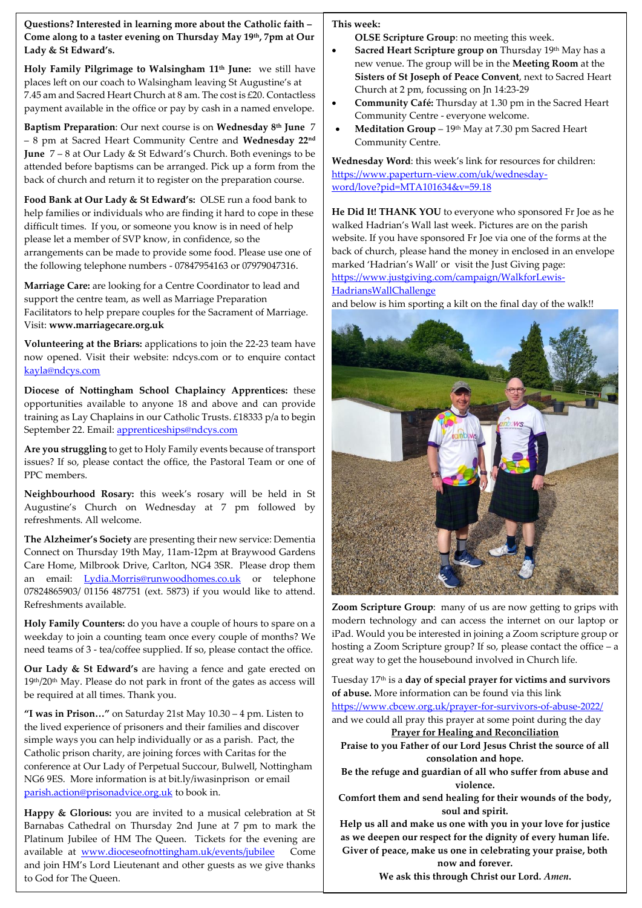**Questions? Interested in learning more about the Catholic faith – Come along to a taster evening on Thursday May 19th, 7pm at Our Lady & St Edward's.**

**Holy Family Pilgrimage to Walsingham 11th June:** we still have places left on our coach to Walsingham leaving St Augustine's at 7.45 am and Sacred Heart Church at 8 am. The cost is £20. Contactless payment available in the office or pay by cash in a named envelope.

**Baptism Preparation**: Our next course is on **Wednesday 8th June** 7 – 8 pm at Sacred Heart Community Centre and **Wednesday 22nd June** 7 – 8 at Our Lady & St Edward's Church. Both evenings to be attended before baptisms can be arranged. Pick up a form from the back of church and return it to register on the preparation course.

**Food Bank at Our Lady & St Edward's:** OLSE run a food bank to help families or individuals who are finding it hard to cope in these difficult times. If you, or someone you know is in need of help please let a member of SVP know, in confidence, so the arrangements can be made to provide some food. Please use one of the following telephone numbers - 07847954163 or 07979047316.

**Marriage Care:** are looking for a Centre Coordinator to lead and support the centre team, as well as Marriage Preparation Facilitators to help prepare couples for the Sacrament of Marriage. Visit: **www.marriagecare.org.uk**

**Volunteering at the Briars:** applications to join the 22-23 team have now opened. Visit their website: ndcys.com or to enquire contact kayla@ndcys.com

**Diocese of Nottingham School Chaplaincy Apprentices:** these opportunities available to anyone 18 and above and can provide training as Lay Chaplains in our Catholic Trusts. £18333 p/a to begin September 22. Email: apprenticeships@ndcys.com

**Are you struggling** to get to Holy Family events because of transport issues? If so, please contact the office, the Pastoral Team or one of PPC members.

**Neighbourhood Rosary:** this week's rosary will be held in St Augustine's Church on Wednesday at 7 pm followed by refreshments. All welcome.

**The Alzheimer's Society** are presenting their new service: Dementia Connect on Thursday 19th May, 11am-12pm at Braywood Gardens Care Home, Milbrook Drive, Carlton, NG4 3SR. Please drop them an email: Lydia.Morris@runwoodhomes.co.uk or telephone 07824865903/ 01156 487751 (ext. 5873) if you would like to attend. Refreshments available.

**Holy Family Counters:** do you have a couple of hours to spare on a weekday to join a counting team once every couple of months? We need teams of 3 - tea/coffee supplied. If so, please contact the office.

**Our Lady & St Edward's** are having a fence and gate erected on 19th/20th May. Please do not park in front of the gates as access will be required at all times. Thank you.

**"I was in Prison…"** on Saturday 21st May 10.30 – 4 pm. Listen to the lived experience of prisoners and their families and discover simple ways you can help individually or as a parish. Pact, the Catholic prison charity, are joining forces with Caritas for the conference at Our Lady of Perpetual Succour, Bulwell, Nottingham NG6 9ES. More information is at bit.ly/iwasinprison or email parish.action@prisonadvice.org.uk to book in.

**Happy & Glorious:** you are invited to a musical celebration at St Barnabas Cathedral on Thursday 2nd June at 7 pm to mark the Platinum Jubilee of HM The Queen. Tickets for the evening are available at www.dioceseofnottingham.uk/events/jubilee Come and join HM's Lord Lieutenant and other guests as we give thanks to God for The Queen.

**This week:**

**OLSE Scripture Group**: no meeting this week.

- **Sacred Heart Scripture group on** Thursday 19th May has a new venue. The group will be in the **Meeting Room** at the **Sisters of St Joseph of Peace Convent**, next to Sacred Heart Church at 2 pm, focussing on Jn 14:23-29
- **Community Café:** Thursday at 1.30 pm in the Sacred Heart Community Centre - everyone welcome.
- **Meditation Group** – 19th May at 7.30 pm Sacred Heart Community Centre.

**Wednesday Word**: this week's link for resources for children: https://www.paperturn-view.com/uk/wednesday-word/love?pid=MTA101634&v=59.18

**He Did It! THANK YOU** to everyone who sponsored Fr Joe as he walked Hadrian's Wall last week. Pictures are on the parish website. If you have sponsored Fr Joe via one of the forms at the back of church, please hand the money in enclosed in an envelope marked 'Hadrian's Wall' or visit the Just Giving page: https://www.justgiving.com/campaign/WalkforLewis-HadriansWallChallenge
and below is him sporting a kilt on the final day of the walk!!

**Zoom Scripture Group**: many of us are now getting to grips with modern technology and can access the internet on our laptop or iPad. Would you be interested in joining a Zoom scripture group or hosting a Zoom Scripture group? If so, please contact the office – a great way to get the housebound involved in Church life.

Tuesday 17th is a **day of special prayer for victims and survivors of abuse.** More information can be found via this link https://www.cbcew.org.uk/prayer-for-survivors-of-abuse-2022/
and we could all pray this prayer at some point during the day

**<u>Prayer for Healing and Reconciliation</u>**

**Praise to you Father of our Lord Jesus Christ the source of all consolation and hope.**
**Be the refuge and guardian of all who suffer from abuse and violence.**
**Comfort them and send healing for their wounds of the body, soul and spirit.**
**Help us all and make us one with you in your love for justice as we deepen our respect for the dignity of every human life.**
**Giver of peace, make us one in celebrating your praise, both now and forever.**
**We ask this through Christ our Lord. *Amen*.**